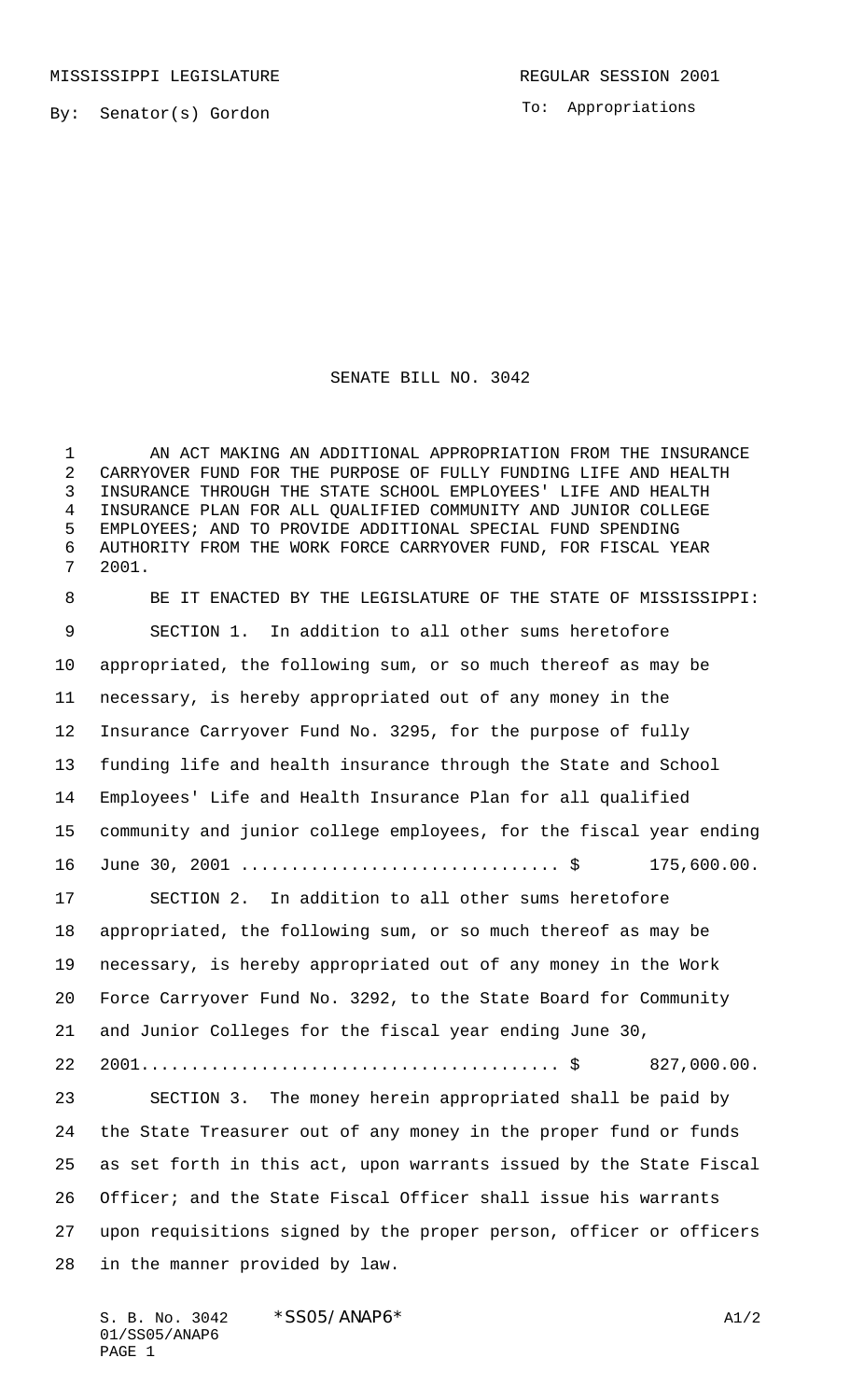MISSISSIPPI LEGISLATURE

REGULAR SESSION 2001

By: Senator(s) Gordon

To: Appropriations

# SENATE BILL NO. 3042

AN ACT MAKING AN ADDITIONAL APPROPRIATION FROM THE INSURANCE CARRYOVER FUND FOR THE PURPOSE OF FULLY FUNDING LIFE AND HEALTH INSURANCE THROUGH THE STATE SCHOOL EMPLOYEES' LIFE AND HEALTH INSURANCE PLAN FOR ALL QUALIFIED COMMUNITY AND JUNIOR COLLEGE EMPLOYEES; AND TO PROVIDE ADDITIONAL SPECIAL FUND SPENDING AUTHORITY FROM THE WORK FORCE CARRYOVER FUND, FOR FISCAL YEAR 2001.

BE IT ENACTED BY THE LEGISLATURE OF THE STATE OF MISSISSIPPI:

SECTION 1. In addition to all other sums heretofore appropriated, the following sum, or so much thereof as may be necessary, is hereby appropriated out of any money in the Insurance Carryover Fund No. 3295, for the purpose of fully funding life and health insurance through the State and School Employees' Life and Health Insurance Plan for all qualified community and junior college employees, for the fiscal year ending June 30, 2001 ............................... $ 175,600.00.

SECTION 2. In addition to all other sums heretofore appropriated, the following sum, or so much thereof as may be necessary, is hereby appropriated out of any money in the Work Force Carryover Fund No. 3292, to the State Board for Community and Junior Colleges for the fiscal year ending June 30, 2001......................................... $ 827,000.00.

SECTION 3. The money herein appropriated shall be paid by the State Treasurer out of any money in the proper fund or funds as set forth in this act, upon warrants issued by the State Fiscal Officer; and the State Fiscal Officer shall issue his warrants upon requisitions signed by the proper person, officer or officers in the manner provided by law.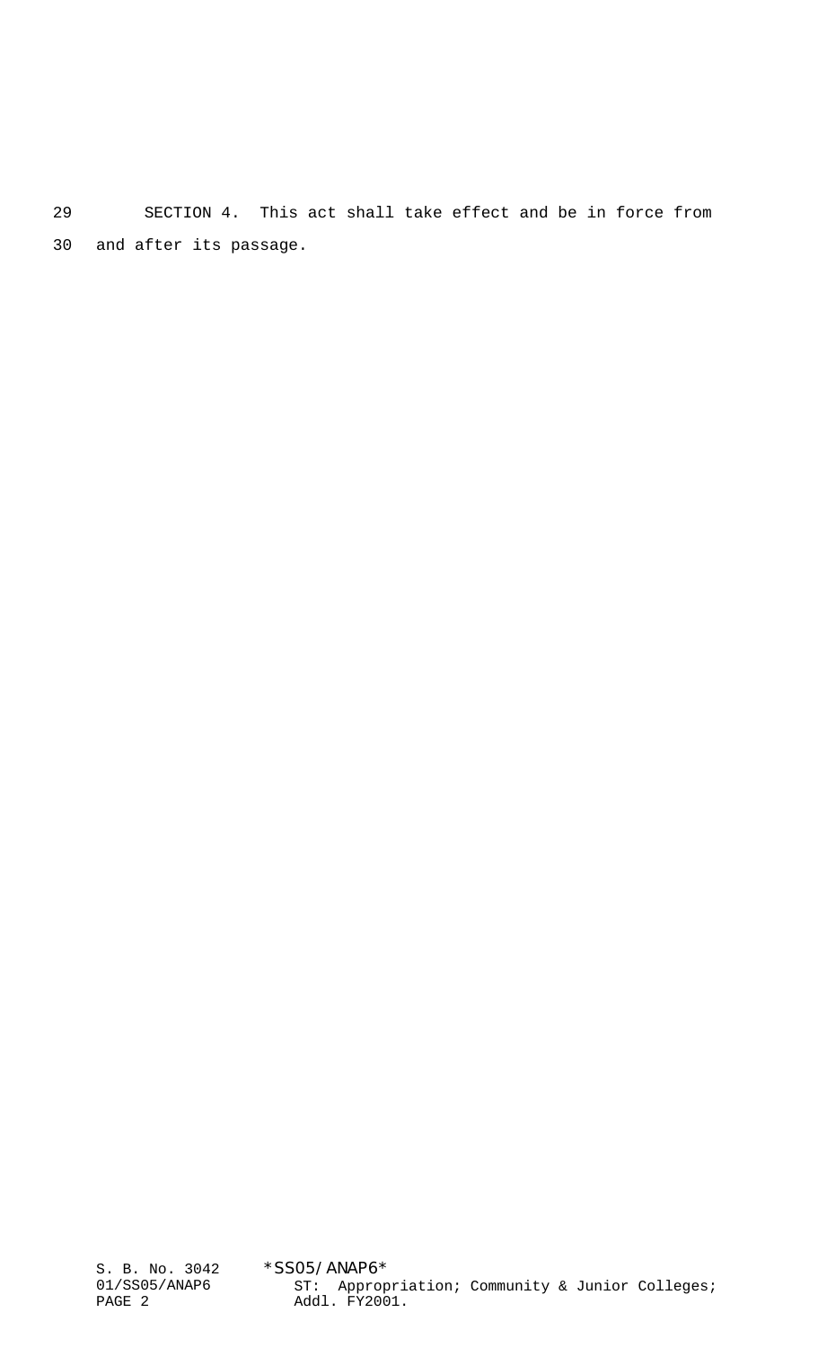29 SECTION 4. This act shall take effect and be in force from
30 and after its passage.